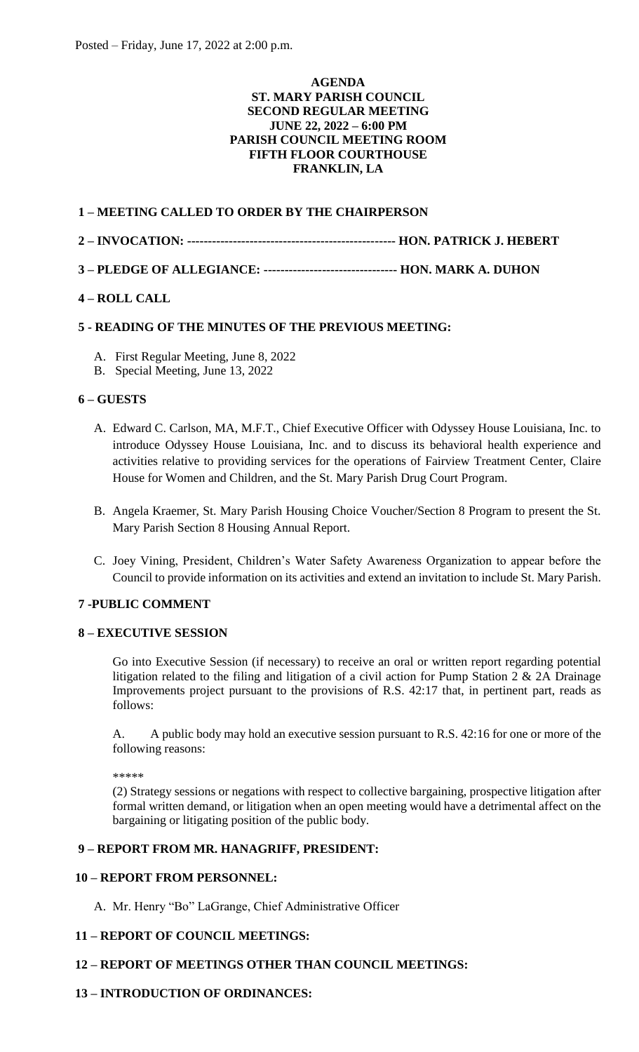Posted – Friday, June 17, 2022 at 2:00 p.m.

**AGENDA**
**ST. MARY PARISH COUNCIL**
**SECOND REGULAR MEETING**
**JUNE 22, 2022 – 6:00 PM**
**PARISH COUNCIL MEETING ROOM**
**FIFTH FLOOR COURTHOUSE**
**FRANKLIN, LA**

**1 – MEETING CALLED TO ORDER BY THE CHAIRPERSON**

**2 – INVOCATION: -------------------------------------------------- HON. PATRICK J. HEBERT**

**3 – PLEDGE OF ALLEGIANCE: -------------------------------- HON. MARK A. DUHON**

**4 – ROLL CALL**

**5 - READING OF THE MINUTES OF THE PREVIOUS MEETING:**

A. First Regular Meeting, June 8, 2022
B. Special Meeting, June 13, 2022

**6 – GUESTS**

A. Edward C. Carlson, MA, M.F.T., Chief Executive Officer with Odyssey House Louisiana, Inc. to introduce Odyssey House Louisiana, Inc. and to discuss its behavioral health experience and activities relative to providing services for the operations of Fairview Treatment Center, Claire House for Women and Children, and the St. Mary Parish Drug Court Program.

B. Angela Kraemer, St. Mary Parish Housing Choice Voucher/Section 8 Program to present the St. Mary Parish Section 8 Housing Annual Report.

C. Joey Vining, President, Children's Water Safety Awareness Organization to appear before the Council to provide information on its activities and extend an invitation to include St. Mary Parish.

**7 -PUBLIC COMMENT**

**8 – EXECUTIVE SESSION**

Go into Executive Session (if necessary) to receive an oral or written report regarding potential litigation related to the filing and litigation of a civil action for Pump Station 2 & 2A Drainage Improvements project pursuant to the provisions of R.S. 42:17 that, in pertinent part, reads as follows:

A. A public body may hold an executive session pursuant to R.S. 42:16 for one or more of the following reasons:

*****

(2) Strategy sessions or negations with respect to collective bargaining, prospective litigation after formal written demand, or litigation when an open meeting would have a detrimental affect on the bargaining or litigating position of the public body.

**9 – REPORT FROM MR. HANAGRIFF, PRESIDENT:**

**10 – REPORT FROM PERSONNEL:**

A. Mr. Henry "Bo" LaGrange, Chief Administrative Officer

**11 – REPORT OF COUNCIL MEETINGS:**

**12 – REPORT OF MEETINGS OTHER THAN COUNCIL MEETINGS:**

**13 – INTRODUCTION OF ORDINANCES:**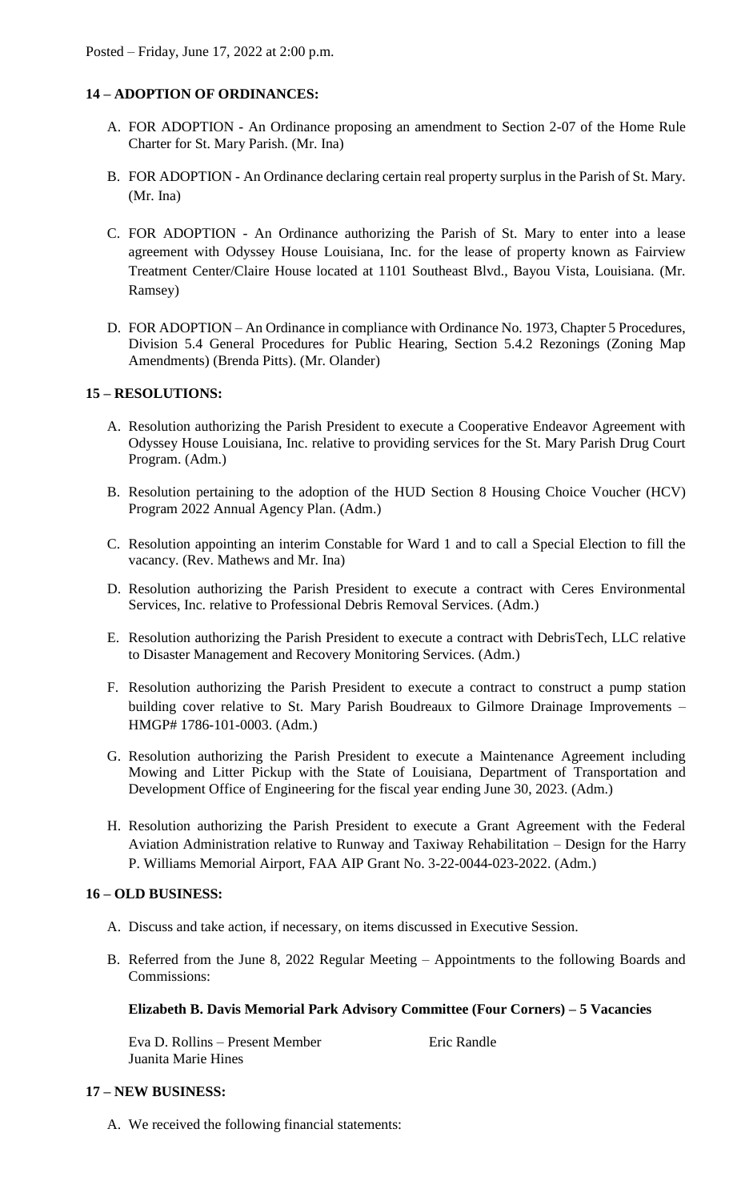Posted – Friday, June 17, 2022 at 2:00 p.m.

## 14 – ADOPTION OF ORDINANCES:

A. FOR ADOPTION - An Ordinance proposing an amendment to Section 2-07 of the Home Rule Charter for St. Mary Parish. (Mr. Ina)

B. FOR ADOPTION - An Ordinance declaring certain real property surplus in the Parish of St. Mary. (Mr. Ina)

C. FOR ADOPTION - An Ordinance authorizing the Parish of St. Mary to enter into a lease agreement with Odyssey House Louisiana, Inc. for the lease of property known as Fairview Treatment Center/Claire House located at 1101 Southeast Blvd., Bayou Vista, Louisiana. (Mr. Ramsey)

D. FOR ADOPTION – An Ordinance in compliance with Ordinance No. 1973, Chapter 5 Procedures, Division 5.4 General Procedures for Public Hearing, Section 5.4.2 Rezonings (Zoning Map Amendments) (Brenda Pitts). (Mr. Olander)

## 15 – RESOLUTIONS:

A. Resolution authorizing the Parish President to execute a Cooperative Endeavor Agreement with Odyssey House Louisiana, Inc. relative to providing services for the St. Mary Parish Drug Court Program. (Adm.)

B. Resolution pertaining to the adoption of the HUD Section 8 Housing Choice Voucher (HCV) Program 2022 Annual Agency Plan. (Adm.)

C. Resolution appointing an interim Constable for Ward 1 and to call a Special Election to fill the vacancy. (Rev. Mathews and Mr. Ina)

D. Resolution authorizing the Parish President to execute a contract with Ceres Environmental Services, Inc. relative to Professional Debris Removal Services. (Adm.)

E. Resolution authorizing the Parish President to execute a contract with DebrisTech, LLC relative to Disaster Management and Recovery Monitoring Services. (Adm.)

F. Resolution authorizing the Parish President to execute a contract to construct a pump station building cover relative to St. Mary Parish Boudreaux to Gilmore Drainage Improvements – HMGP# 1786-101-0003. (Adm.)

G. Resolution authorizing the Parish President to execute a Maintenance Agreement including Mowing and Litter Pickup with the State of Louisiana, Department of Transportation and Development Office of Engineering for the fiscal year ending June 30, 2023. (Adm.)

H. Resolution authorizing the Parish President to execute a Grant Agreement with the Federal Aviation Administration relative to Runway and Taxiway Rehabilitation – Design for the Harry P. Williams Memorial Airport, FAA AIP Grant No. 3-22-0044-023-2022. (Adm.)

## 16 – OLD BUSINESS:

A. Discuss and take action, if necessary, on items discussed in Executive Session.

B. Referred from the June 8, 2022 Regular Meeting – Appointments to the following Boards and Commissions:

**Elizabeth B. Davis Memorial Park Advisory Committee (Four Corners) – 5 Vacancies**

Eva D. Rollins – Present Member
Juanita Marie Hines
Eric Randle

## 17 – NEW BUSINESS:

A. We received the following financial statements: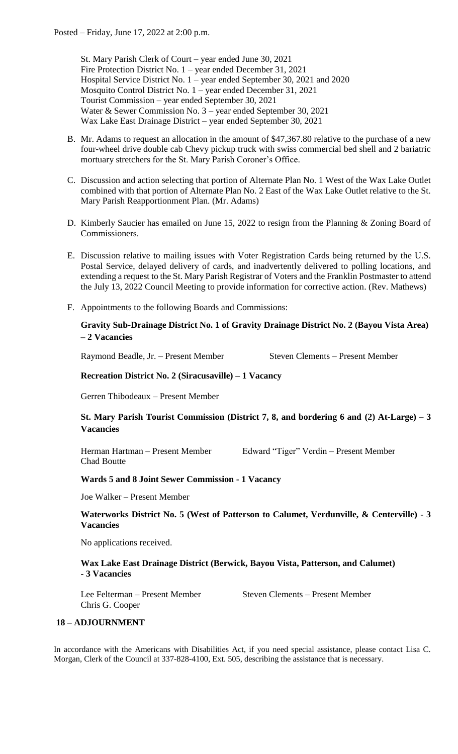Posted – Friday, June 17, 2022 at 2:00 p.m.

St. Mary Parish Clerk of Court – year ended June 30, 2021
Fire Protection District No. 1 – year ended December 31, 2021
Hospital Service District No. 1 – year ended September 30, 2021 and 2020
Mosquito Control District No. 1 – year ended December 31, 2021
Tourist Commission – year ended September 30, 2021
Water & Sewer Commission No. 3 – year ended September 30, 2021
Wax Lake East Drainage District – year ended September 30, 2021

B. Mr. Adams to request an allocation in the amount of $47,367.80 relative to the purchase of a new four-wheel drive double cab Chevy pickup truck with swiss commercial bed shell and 2 bariatric mortuary stretchers for the St. Mary Parish Coroner's Office.

C. Discussion and action selecting that portion of Alternate Plan No. 1 West of the Wax Lake Outlet combined with that portion of Alternate Plan No. 2 East of the Wax Lake Outlet relative to the St. Mary Parish Reapportionment Plan. (Mr. Adams)

D. Kimberly Saucier has emailed on June 15, 2022 to resign from the Planning & Zoning Board of Commissioners.

E. Discussion relative to mailing issues with Voter Registration Cards being returned by the U.S. Postal Service, delayed delivery of cards, and inadvertently delivered to polling locations, and extending a request to the St. Mary Parish Registrar of Voters and the Franklin Postmaster to attend the July 13, 2022 Council Meeting to provide information for corrective action. (Rev. Mathews)

F. Appointments to the following Boards and Commissions:

**Gravity Sub-Drainage District No. 1 of Gravity Drainage District No. 2 (Bayou Vista Area) – 2 Vacancies**

Raymond Beadle, Jr. – Present Member
Steven Clements – Present Member

**Recreation District No. 2 (Siracusaville) – 1 Vacancy**

Gerren Thibodeaux – Present Member

**St. Mary Parish Tourist Commission (District 7, 8, and bordering 6 and (2) At-Large) – 3 Vacancies**

Herman Hartman – Present Member
Edward "Tiger" Verdin – Present Member
Chad Boutte

**Wards 5 and 8 Joint Sewer Commission - 1 Vacancy**

Joe Walker – Present Member

**Waterworks District No. 5 (West of Patterson to Calumet, Verdunville, & Centerville) - 3 Vacancies**

No applications received.

**Wax Lake East Drainage District (Berwick, Bayou Vista, Patterson, and Calumet) - 3 Vacancies**

Lee Felterman – Present Member
Steven Clements – Present Member
Chris G. Cooper

**18 – ADJOURNMENT**

In accordance with the Americans with Disabilities Act, if you need special assistance, please contact Lisa C. Morgan, Clerk of the Council at 337-828-4100, Ext. 505, describing the assistance that is necessary.